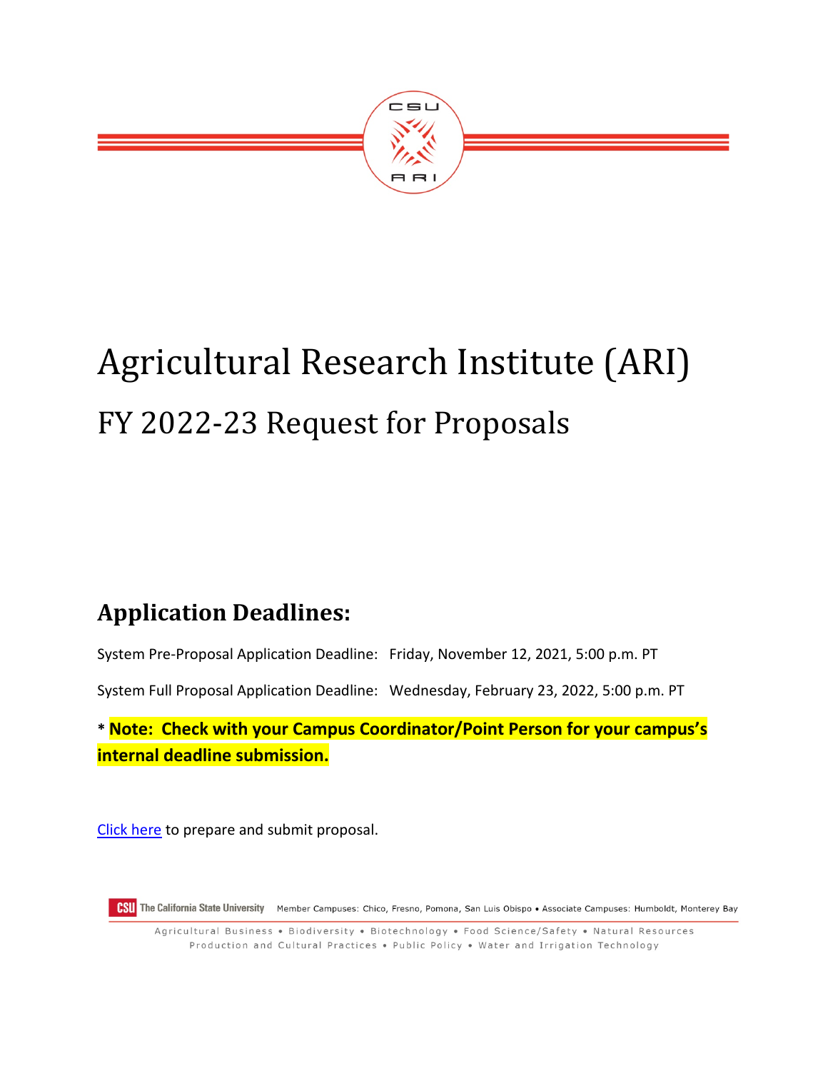# Agricultural Research Institute (ARI)

## FY 2022-23 Request for Proposals

## Application Deadlines:

System Pre-Proposal Application Deadline: Friday, November 12, 2021, 5:00 p.m. PT

System Full Proposal Application Deadline: Wednesday, February 23, 2022, 5:00 p.m. PT

* **Note: Check with your Campus Coordinator/Point Person for your campus's internal deadline submission.**

Click here to prepare and submit proposal.

The California State University Member Campuses: Chico, Fresno, Pomona, San Luis Obispo • Associate Campuses: Humboldt, Monterey Bay

Agricultural Business • Biodiversity • Biotechnology • Food Science/Safety • Natural Resources Production and Cultural Practices • Public Policy • Water and Irrigation Technology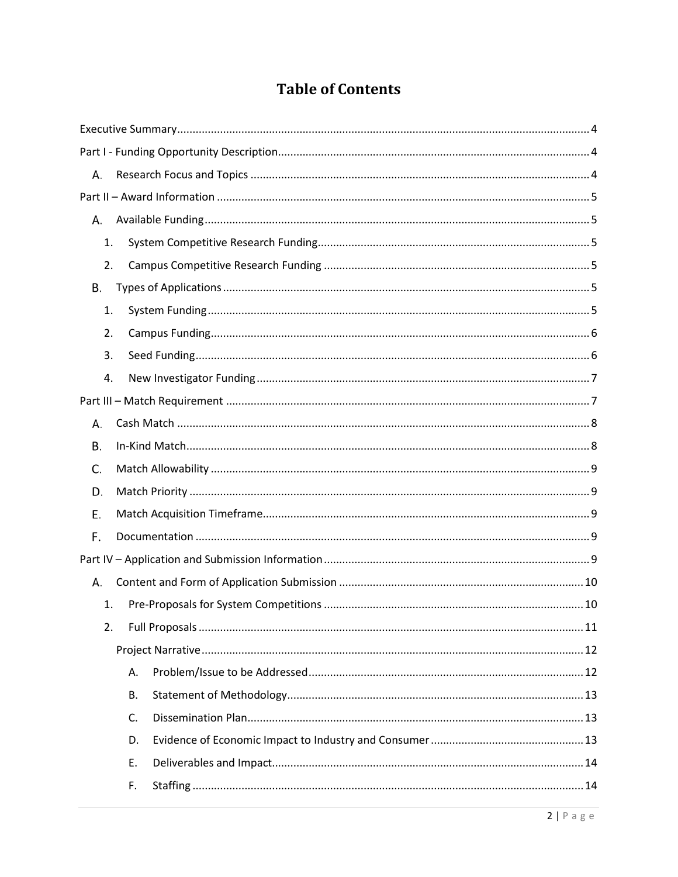# Table of Contents

Executive Summary ........................................................................................................... 4

Part I - Funding Opportunity Description ........................................................................... 4

- A. Research Focus and Topics ........................................................................................ 4

Part II – Award Information ................................................................................................ 5

- A. Available Funding ....................................................................................................... 5
  - 1. System Competitive Research Funding ................................................................. 5
  - 2. Campus Competitive Research Funding ................................................................ 5
- B. Types of Applications ................................................................................................. 5
  - 1. System Funding ....................................................................................................... 5
  - 2. Campus Funding ...................................................................................................... 6
  - 3. Seed Funding ........................................................................................................... 6
  - 4. New Investigator Funding ....................................................................................... 7

Part III – Match Requirement .............................................................................................. 7

- A. Cash Match ................................................................................................................. 8
- B. In-Kind Match .............................................................................................................. 8
- C. Match Allowability ...................................................................................................... 9
- D. Match Priority ............................................................................................................. 9
- E. Match Acquisition Timeframe ..................................................................................... 9
- F. Documentation ........................................................................................................... 9

Part IV – Application and Submission Information ............................................................. 9

- A. Content and Form of Application Submission .......................................................... 10
  - 1. Pre-Proposals for System Competitions ............................................................... 10
  - 2. Full Proposals ........................................................................................................ 11
    - Project Narrative ...................................................................................................... 12
      - A. Problem/Issue to be Addressed ........................................................................ 12
      - B. Statement of Methodology ................................................................................ 13
      - C. Dissemination Plan ............................................................................................ 13
      - D. Evidence of Economic Impact to Industry and Consumer ................................. 13
      - E. Deliverables and Impact ..................................................................................... 14
      - F. Staffing ............................................................................................................... 14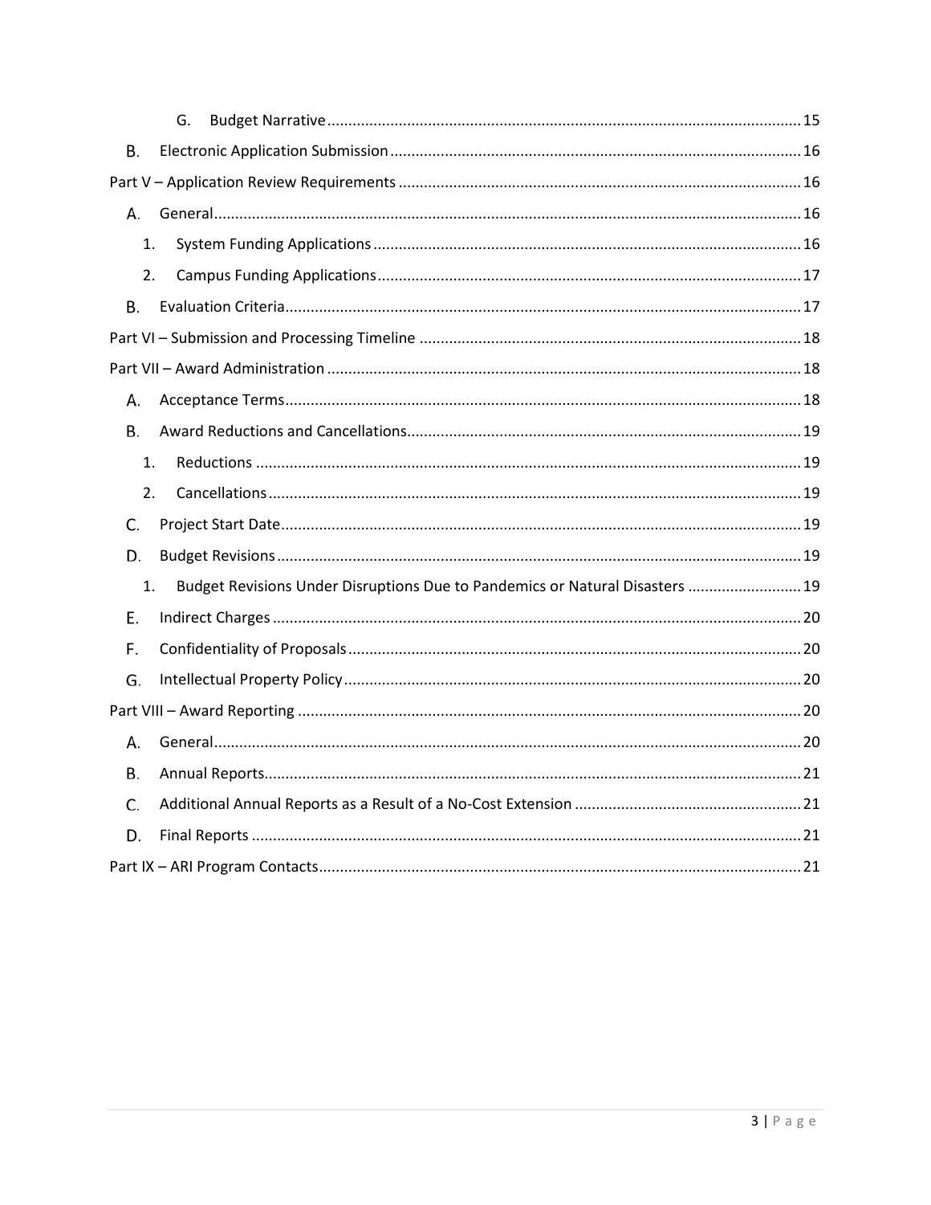G. Budget Narrative ................................................................................................ 15

B. Electronic Application Submission ................................................................................ 16

Part V – Application Review Requirements ................................................................................ 16

A. General ................................................................................................................ 16

1. System Funding Applications ................................................................................ 16

2. Campus Funding Applications ................................................................................ 17

B. Evaluation Criteria ................................................................................................ 17

Part VI – Submission and Processing Timeline ................................................................................ 18

Part VII – Award Administration ................................................................................................ 18

A. Acceptance Terms ................................................................................................ 18

B. Award Reductions and Cancellations ................................................................................ 19

1. Reductions ................................................................................................ 19

2. Cancellations ................................................................................................ 19

C. Project Start Date ................................................................................................ 19

D. Budget Revisions ................................................................................................ 19

1. Budget Revisions Under Disruptions Due to Pandemics or Natural Disasters ................................ 19

E. Indirect Charges ................................................................................................ 20

F. Confidentiality of Proposals ................................................................................ 20

G. Intellectual Property Policy ................................................................................ 20

Part VIII – Award Reporting ................................................................................................ 20

A. General ................................................................................................................ 20

B. Annual Reports ................................................................................................ 21

C. Additional Annual Reports as a Result of a No-Cost Extension ................................................ 21

D. Final Reports ................................................................................................ 21

Part IX – ARI Program Contacts ................................................................................................ 21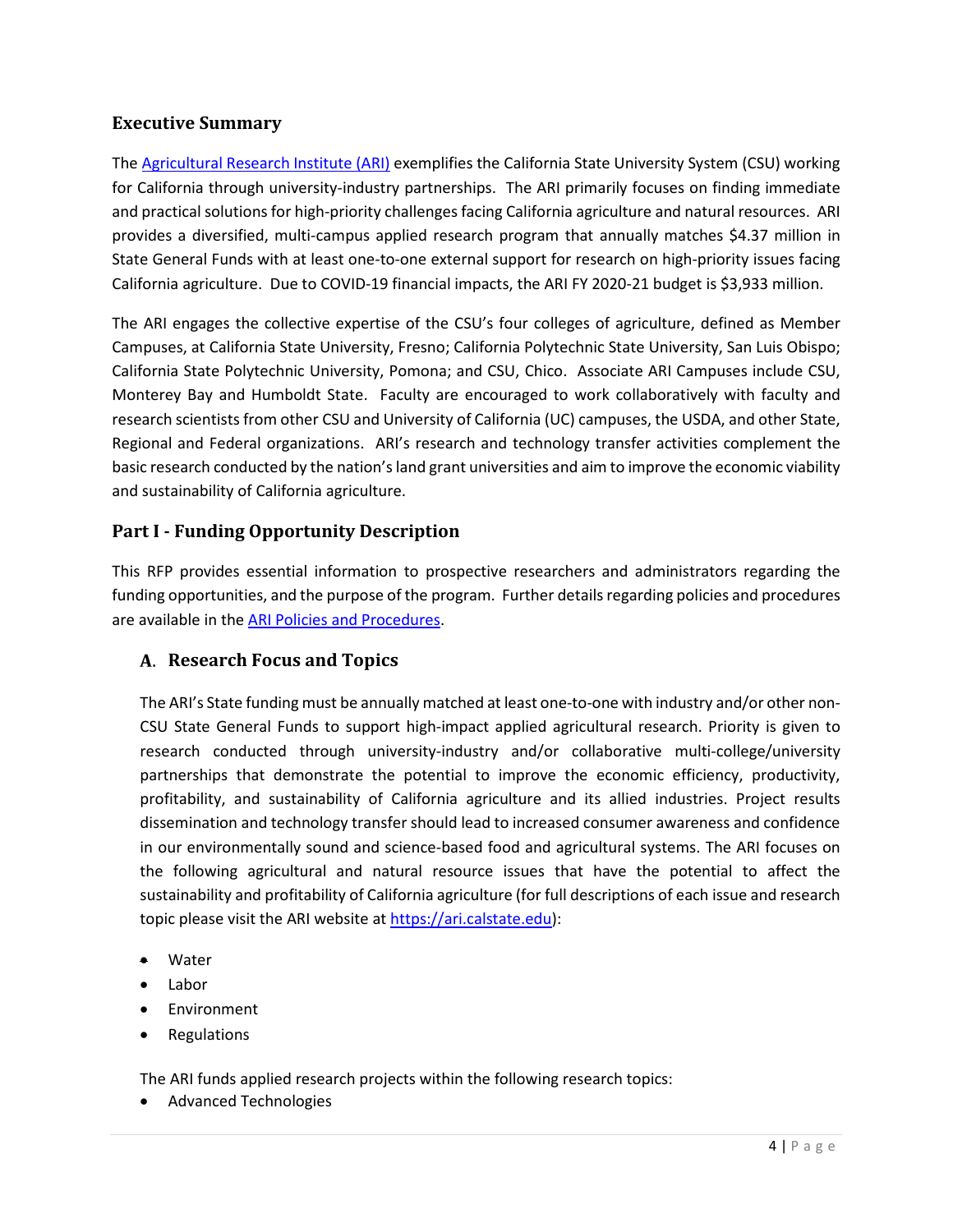## Executive Summary

The [Agricultural Research Institute (ARI)](https://ari.calstate.edu) exemplifies the California State University System (CSU) working for California through university-industry partnerships. The ARI primarily focuses on finding immediate and practical solutions for high-priority challenges facing California agriculture and natural resources. ARI provides a diversified, multi-campus applied research program that annually matches $4.37 million in State General Funds with at least one-to-one external support for research on high-priority issues facing California agriculture. Due to COVID-19 financial impacts, the ARI FY 2020-21 budget is $3,933 million.

The ARI engages the collective expertise of the CSU's four colleges of agriculture, defined as Member Campuses, at California State University, Fresno; California Polytechnic State University, San Luis Obispo; California State Polytechnic University, Pomona; and CSU, Chico. Associate ARI Campuses include CSU, Monterey Bay and Humboldt State. Faculty are encouraged to work collaboratively with faculty and research scientists from other CSU and University of California (UC) campuses, the USDA, and other State, Regional and Federal organizations. ARI's research and technology transfer activities complement the basic research conducted by the nation's land grant universities and aim to improve the economic viability and sustainability of California agriculture.

## Part I - Funding Opportunity Description

This RFP provides essential information to prospective researchers and administrators regarding the funding opportunities, and the purpose of the program. Further details regarding policies and procedures are available in the ARI Policies and Procedures.

### A. Research Focus and Topics

The ARI's State funding must be annually matched at least one-to-one with industry and/or other non-CSU State General Funds to support high-impact applied agricultural research. Priority is given to research conducted through university-industry and/or collaborative multi-college/university partnerships that demonstrate the potential to improve the economic efficiency, productivity, profitability, and sustainability of California agriculture and its allied industries. Project results dissemination and technology transfer should lead to increased consumer awareness and confidence in our environmentally sound and science-based food and agricultural systems. The ARI focuses on the following agricultural and natural resource issues that have the potential to affect the sustainability and profitability of California agriculture (for full descriptions of each issue and research topic please visit the ARI website at https://ari.calstate.edu):

- Water
- Labor
- Environment
- Regulations

The ARI funds applied research projects within the following research topics:

- Advanced Technologies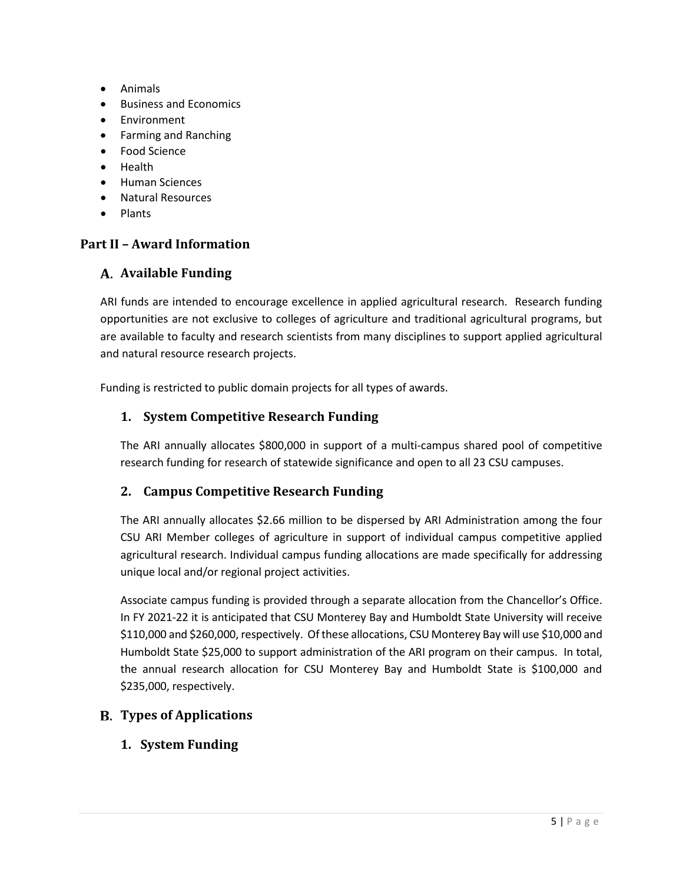- Animals
- Business and Economics
- Environment
- Farming and Ranching
- Food Science
- Health
- Human Sciences
- Natural Resources
- Plants

## Part II – Award Information

### A. Available Funding

ARI funds are intended to encourage excellence in applied agricultural research. Research funding opportunities are not exclusive to colleges of agriculture and traditional agricultural programs, but are available to faculty and research scientists from many disciplines to support applied agricultural and natural resource research projects.

Funding is restricted to public domain projects for all types of awards.

#### 1. System Competitive Research Funding

The ARI annually allocates $800,000 in support of a multi-campus shared pool of competitive research funding for research of statewide significance and open to all 23 CSU campuses.

#### 2. Campus Competitive Research Funding

The ARI annually allocates $2.66 million to be dispersed by ARI Administration among the four CSU ARI Member colleges of agriculture in support of individual campus competitive applied agricultural research. Individual campus funding allocations are made specifically for addressing unique local and/or regional project activities.

Associate campus funding is provided through a separate allocation from the Chancellor's Office. In FY 2021-22 it is anticipated that CSU Monterey Bay and Humboldt State University will receive $110,000 and $260,000, respectively. Of these allocations, CSU Monterey Bay will use $10,000 and Humboldt State $25,000 to support administration of the ARI program on their campus. In total, the annual research allocation for CSU Monterey Bay and Humboldt State is $100,000 and $235,000, respectively.

### B. Types of Applications

#### 1. System Funding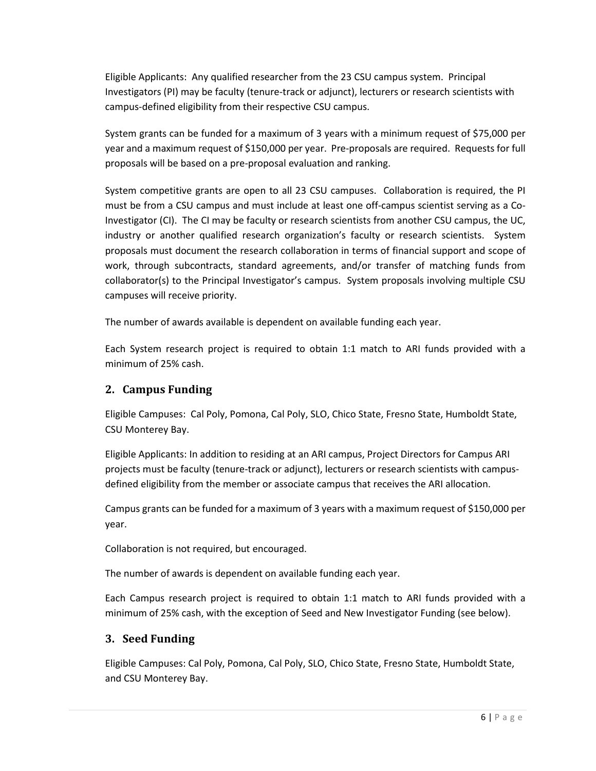Eligible Applicants: Any qualified researcher from the 23 CSU campus system. Principal Investigators (PI) may be faculty (tenure-track or adjunct), lecturers or research scientists with campus-defined eligibility from their respective CSU campus.

System grants can be funded for a maximum of 3 years with a minimum request of $75,000 per year and a maximum request of $150,000 per year. Pre-proposals are required. Requests for full proposals will be based on a pre-proposal evaluation and ranking.

System competitive grants are open to all 23 CSU campuses. Collaboration is required, the PI must be from a CSU campus and must include at least one off-campus scientist serving as a Co-Investigator (CI). The CI may be faculty or research scientists from another CSU campus, the UC, industry or another qualified research organization's faculty or research scientists. System proposals must document the research collaboration in terms of financial support and scope of work, through subcontracts, standard agreements, and/or transfer of matching funds from collaborator(s) to the Principal Investigator's campus. System proposals involving multiple CSU campuses will receive priority.

The number of awards available is dependent on available funding each year.

Each System research project is required to obtain 1:1 match to ARI funds provided with a minimum of 25% cash.

## 2. Campus Funding

Eligible Campuses: Cal Poly, Pomona, Cal Poly, SLO, Chico State, Fresno State, Humboldt State, CSU Monterey Bay.

Eligible Applicants: In addition to residing at an ARI campus, Project Directors for Campus ARI projects must be faculty (tenure-track or adjunct), lecturers or research scientists with campus-defined eligibility from the member or associate campus that receives the ARI allocation.

Campus grants can be funded for a maximum of 3 years with a maximum request of $150,000 per year.

Collaboration is not required, but encouraged.

The number of awards is dependent on available funding each year.

Each Campus research project is required to obtain 1:1 match to ARI funds provided with a minimum of 25% cash, with the exception of Seed and New Investigator Funding (see below).

## 3. Seed Funding

Eligible Campuses: Cal Poly, Pomona, Cal Poly, SLO, Chico State, Fresno State, Humboldt State, and CSU Monterey Bay.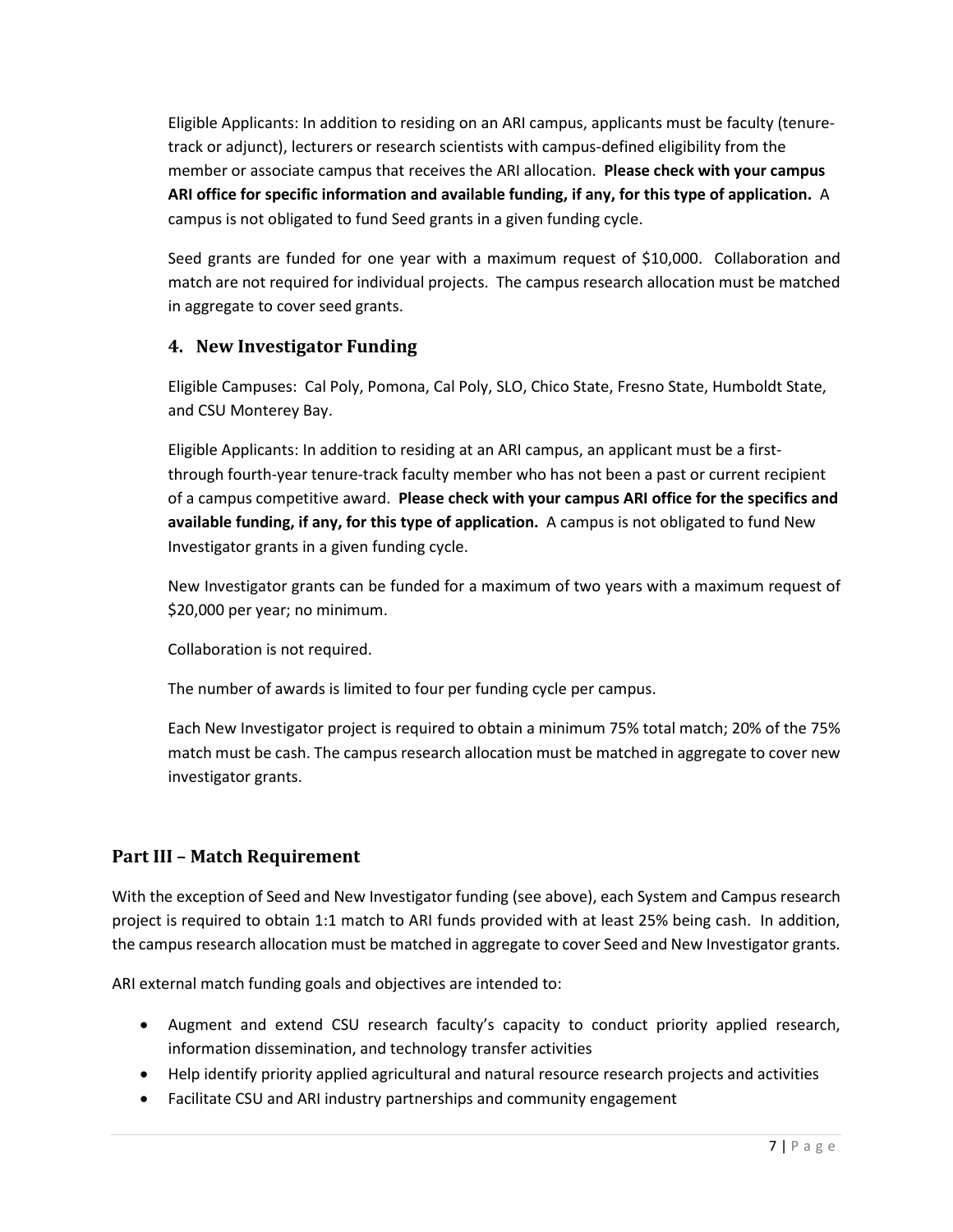Eligible Applicants: In addition to residing on an ARI campus, applicants must be faculty (tenure-track or adjunct), lecturers or research scientists with campus-defined eligibility from the member or associate campus that receives the ARI allocation. **Please check with your campus ARI office for specific information and available funding, if any, for this type of application.** A campus is not obligated to fund Seed grants in a given funding cycle.

Seed grants are funded for one year with a maximum request of $10,000. Collaboration and match are not required for individual projects. The campus research allocation must be matched in aggregate to cover seed grants.

### 4. New Investigator Funding

Eligible Campuses: Cal Poly, Pomona, Cal Poly, SLO, Chico State, Fresno State, Humboldt State, and CSU Monterey Bay.

Eligible Applicants: In addition to residing at an ARI campus, an applicant must be a first- through fourth-year tenure-track faculty member who has not been a past or current recipient of a campus competitive award. **Please check with your campus ARI office for the specifics and available funding, if any, for this type of application.** A campus is not obligated to fund New Investigator grants in a given funding cycle.

New Investigator grants can be funded for a maximum of two years with a maximum request of $20,000 per year; no minimum.

Collaboration is not required.

The number of awards is limited to four per funding cycle per campus.

Each New Investigator project is required to obtain a minimum 75% total match; 20% of the 75% match must be cash. The campus research allocation must be matched in aggregate to cover new investigator grants.

## Part III – Match Requirement

With the exception of Seed and New Investigator funding (see above), each System and Campus research project is required to obtain 1:1 match to ARI funds provided with at least 25% being cash. In addition, the campus research allocation must be matched in aggregate to cover Seed and New Investigator grants.

ARI external match funding goals and objectives are intended to:

- Augment and extend CSU research faculty's capacity to conduct priority applied research, information dissemination, and technology transfer activities
- Help identify priority applied agricultural and natural resource research projects and activities
- Facilitate CSU and ARI industry partnerships and community engagement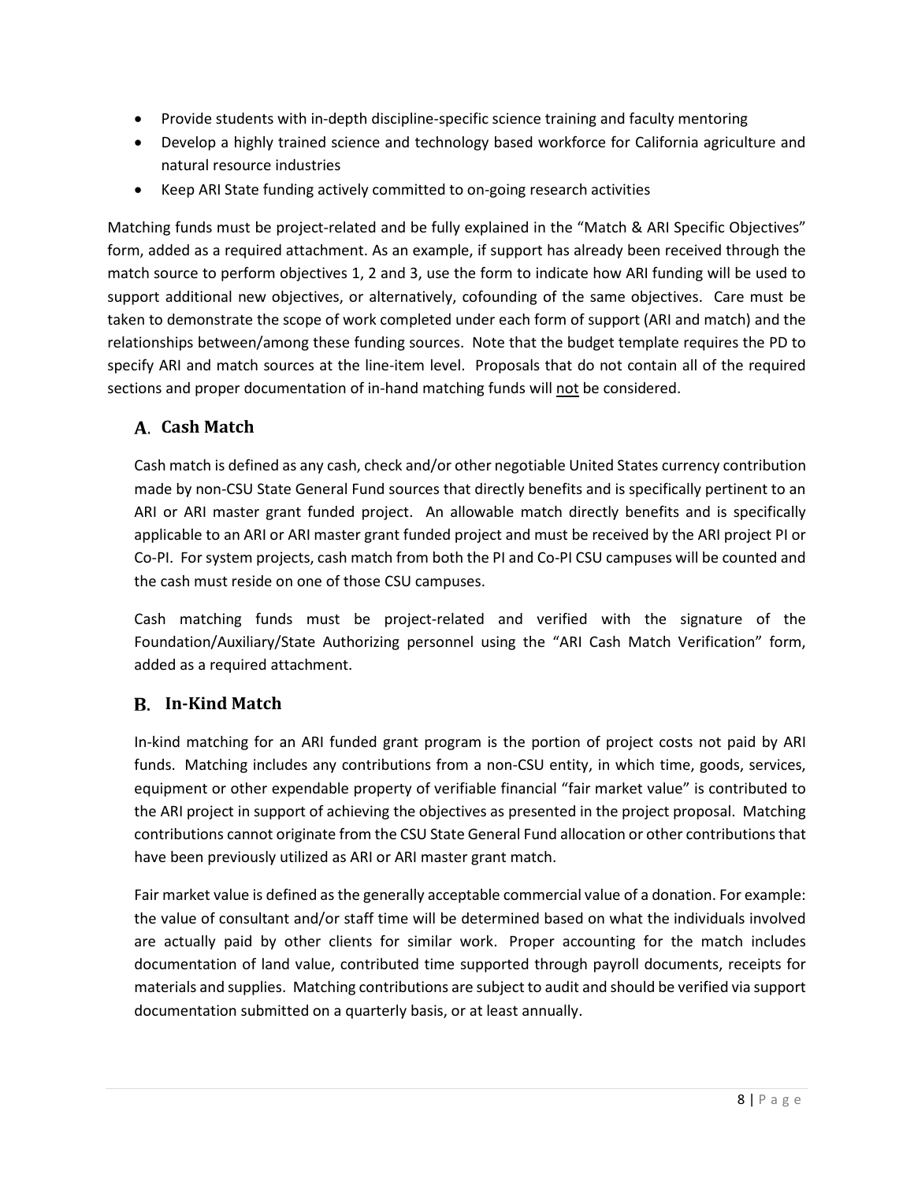- Provide students with in-depth discipline-specific science training and faculty mentoring
- Develop a highly trained science and technology based workforce for California agriculture and natural resource industries
- Keep ARI State funding actively committed to on-going research activities

Matching funds must be project-related and be fully explained in the "Match & ARI Specific Objectives" form, added as a required attachment. As an example, if support has already been received through the match source to perform objectives 1, 2 and 3, use the form to indicate how ARI funding will be used to support additional new objectives, or alternatively, cofounding of the same objectives. Care must be taken to demonstrate the scope of work completed under each form of support (ARI and match) and the relationships between/among these funding sources. Note that the budget template requires the PD to specify ARI and match sources at the line-item level. Proposals that do not contain all of the required sections and proper documentation of in-hand matching funds will not be considered.

## A. Cash Match

Cash match is defined as any cash, check and/or other negotiable United States currency contribution made by non-CSU State General Fund sources that directly benefits and is specifically pertinent to an ARI or ARI master grant funded project. An allowable match directly benefits and is specifically applicable to an ARI or ARI master grant funded project and must be received by the ARI project PI or Co-PI. For system projects, cash match from both the PI and Co-PI CSU campuses will be counted and the cash must reside on one of those CSU campuses.

Cash matching funds must be project-related and verified with the signature of the Foundation/Auxiliary/State Authorizing personnel using the "ARI Cash Match Verification" form, added as a required attachment.

## B. In-Kind Match

In-kind matching for an ARI funded grant program is the portion of project costs not paid by ARI funds. Matching includes any contributions from a non-CSU entity, in which time, goods, services, equipment or other expendable property of verifiable financial "fair market value" is contributed to the ARI project in support of achieving the objectives as presented in the project proposal. Matching contributions cannot originate from the CSU State General Fund allocation or other contributions that have been previously utilized as ARI or ARI master grant match.

Fair market value is defined as the generally acceptable commercial value of a donation. For example: the value of consultant and/or staff time will be determined based on what the individuals involved are actually paid by other clients for similar work. Proper accounting for the match includes documentation of land value, contributed time supported through payroll documents, receipts for materials and supplies. Matching contributions are subject to audit and should be verified via support documentation submitted on a quarterly basis, or at least annually.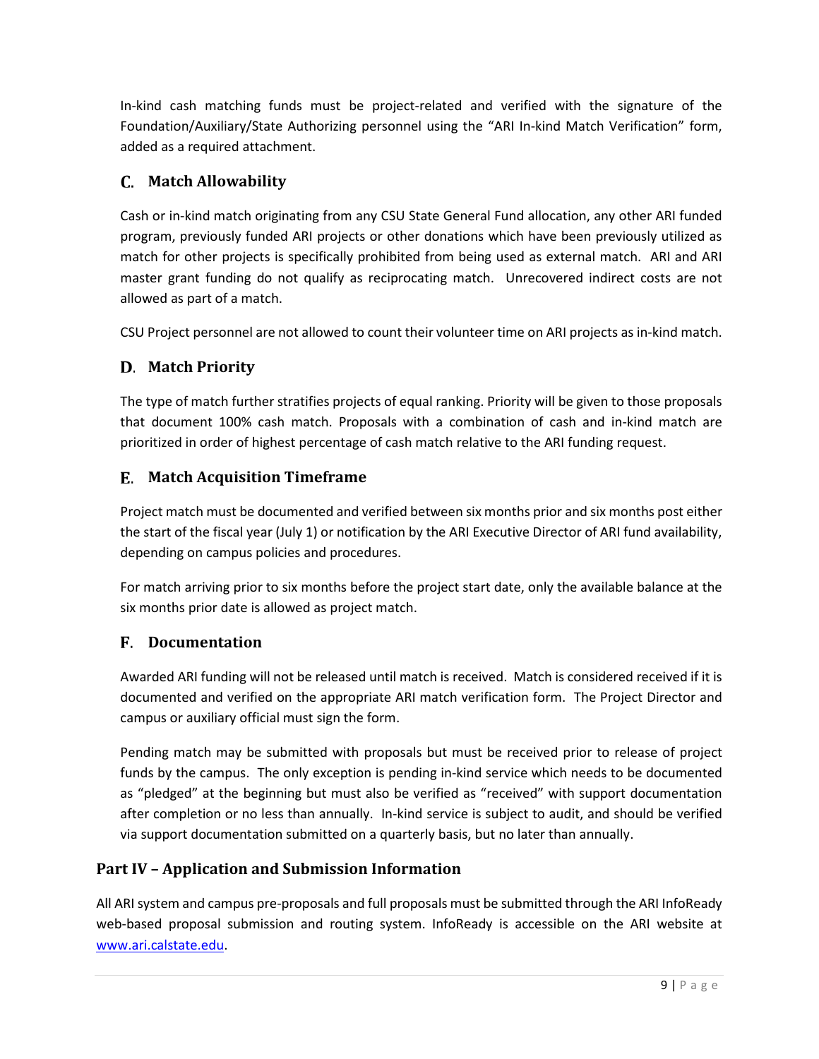In-kind cash matching funds must be project-related and verified with the signature of the Foundation/Auxiliary/State Authorizing personnel using the "ARI In-kind Match Verification" form, added as a required attachment.

### C. Match Allowability

Cash or in-kind match originating from any CSU State General Fund allocation, any other ARI funded program, previously funded ARI projects or other donations which have been previously utilized as match for other projects is specifically prohibited from being used as external match. ARI and ARI master grant funding do not qualify as reciprocating match. Unrecovered indirect costs are not allowed as part of a match.

CSU Project personnel are not allowed to count their volunteer time on ARI projects as in-kind match.

### D. Match Priority

The type of match further stratifies projects of equal ranking. Priority will be given to those proposals that document 100% cash match. Proposals with a combination of cash and in-kind match are prioritized in order of highest percentage of cash match relative to the ARI funding request.

### E. Match Acquisition Timeframe

Project match must be documented and verified between six months prior and six months post either the start of the fiscal year (July 1) or notification by the ARI Executive Director of ARI fund availability, depending on campus policies and procedures.

For match arriving prior to six months before the project start date, only the available balance at the six months prior date is allowed as project match.

### F. Documentation

Awarded ARI funding will not be released until match is received. Match is considered received if it is documented and verified on the appropriate ARI match verification form. The Project Director and campus or auxiliary official must sign the form.

Pending match may be submitted with proposals but must be received prior to release of project funds by the campus. The only exception is pending in-kind service which needs to be documented as "pledged" at the beginning but must also be verified as "received" with support documentation after completion or no less than annually. In-kind service is subject to audit, and should be verified via support documentation submitted on a quarterly basis, but no later than annually.

## Part IV – Application and Submission Information

All ARI system and campus pre-proposals and full proposals must be submitted through the ARI InfoReady web-based proposal submission and routing system. InfoReady is accessible on the ARI website at [www.ari.calstate.edu](http://www.ari.calstate.edu).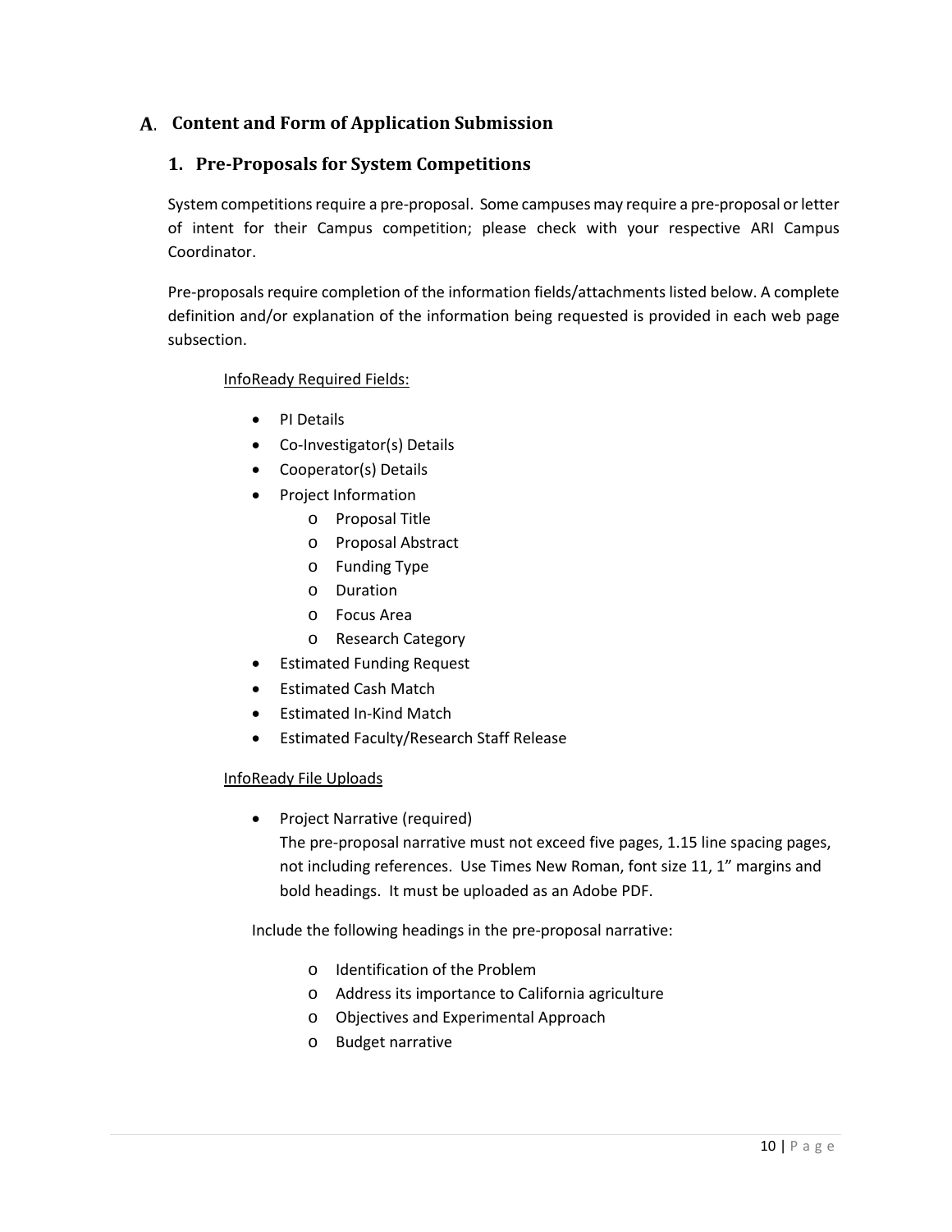## A. Content and Form of Application Submission

### 1. Pre-Proposals for System Competitions

System competitions require a pre-proposal. Some campuses may require a pre-proposal or letter of intent for their Campus competition; please check with your respective ARI Campus Coordinator.

Pre-proposals require completion of the information fields/attachments listed below. A complete definition and/or explanation of the information being requested is provided in each web page subsection.

<u>InfoReady Required Fields:</u>

- PI Details
- Co-Investigator(s) Details
- Cooperator(s) Details
- Project Information
  - Proposal Title
  - Proposal Abstract
  - Funding Type
  - Duration
  - Focus Area
  - Research Category
- Estimated Funding Request
- Estimated Cash Match
- Estimated In-Kind Match
- Estimated Faculty/Research Staff Release

<u>InfoReady File Uploads</u>

- Project Narrative (required)
  The pre-proposal narrative must not exceed five pages, 1.15 line spacing pages, not including references. Use Times New Roman, font size 11, 1" margins and bold headings. It must be uploaded as an Adobe PDF.

Include the following headings in the pre-proposal narrative:

- Identification of the Problem
- Address its importance to California agriculture
- Objectives and Experimental Approach
- Budget narrative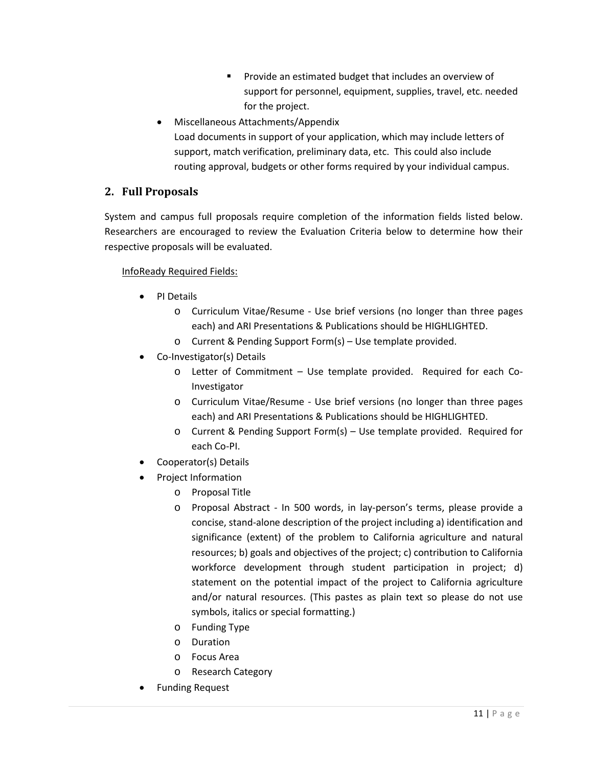- Provide an estimated budget that includes an overview of support for personnel, equipment, supplies, travel, etc. needed for the project.

- Miscellaneous Attachments/Appendix
  Load documents in support of your application, which may include letters of support, match verification, preliminary data, etc. This could also include routing approval, budgets or other forms required by your individual campus.

## 2. Full Proposals

System and campus full proposals require completion of the information fields listed below. Researchers are encouraged to review the Evaluation Criteria below to determine how their respective proposals will be evaluated.

InfoReady Required Fields:

- PI Details
  - Curriculum Vitae/Resume - Use brief versions (no longer than three pages each) and ARI Presentations & Publications should be HIGHLIGHTED.
  - Current & Pending Support Form(s) – Use template provided.
- Co-Investigator(s) Details
  - Letter of Commitment – Use template provided. Required for each Co-Investigator
  - Curriculum Vitae/Resume - Use brief versions (no longer than three pages each) and ARI Presentations & Publications should be HIGHLIGHTED.
  - Current & Pending Support Form(s) – Use template provided. Required for each Co-PI.
- Cooperator(s) Details
- Project Information
  - Proposal Title
  - Proposal Abstract - In 500 words, in lay-person's terms, please provide a concise, stand-alone description of the project including a) identification and significance (extent) of the problem to California agriculture and natural resources; b) goals and objectives of the project; c) contribution to California workforce development through student participation in project; d) statement on the potential impact of the project to California agriculture and/or natural resources. (This pastes as plain text so please do not use symbols, italics or special formatting.)
  - Funding Type
  - Duration
  - Focus Area
  - Research Category
- Funding Request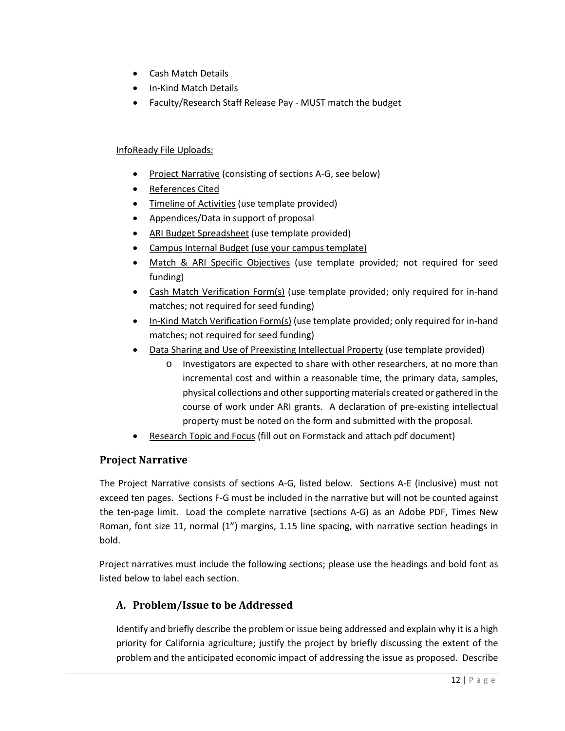- Cash Match Details
- In-Kind Match Details
- Faculty/Research Staff Release Pay - MUST match the budget

InfoReady File Uploads:

- Project Narrative (consisting of sections A-G, see below)
- References Cited
- Timeline of Activities (use template provided)
- Appendices/Data in support of proposal
- ARI Budget Spreadsheet (use template provided)
- Campus Internal Budget (use your campus template)
- Match & ARI Specific Objectives (use template provided; not required for seed funding)
- Cash Match Verification Form(s) (use template provided; only required for in-hand matches; not required for seed funding)
- In-Kind Match Verification Form(s) (use template provided; only required for in-hand matches; not required for seed funding)
- Data Sharing and Use of Preexisting Intellectual Property (use template provided)
  - Investigators are expected to share with other researchers, at no more than incremental cost and within a reasonable time, the primary data, samples, physical collections and other supporting materials created or gathered in the course of work under ARI grants. A declaration of pre-existing intellectual property must be noted on the form and submitted with the proposal.
- Research Topic and Focus (fill out on Formstack and attach pdf document)

## Project Narrative

The Project Narrative consists of sections A-G, listed below. Sections A-E (inclusive) must not exceed ten pages. Sections F-G must be included in the narrative but will not be counted against the ten-page limit. Load the complete narrative (sections A-G) as an Adobe PDF, Times New Roman, font size 11, normal (1") margins, 1.15 line spacing, with narrative section headings in bold.

Project narratives must include the following sections; please use the headings and bold font as listed below to label each section.

### A. Problem/Issue to be Addressed

Identify and briefly describe the problem or issue being addressed and explain why it is a high priority for California agriculture; justify the project by briefly discussing the extent of the problem and the anticipated economic impact of addressing the issue as proposed. Describe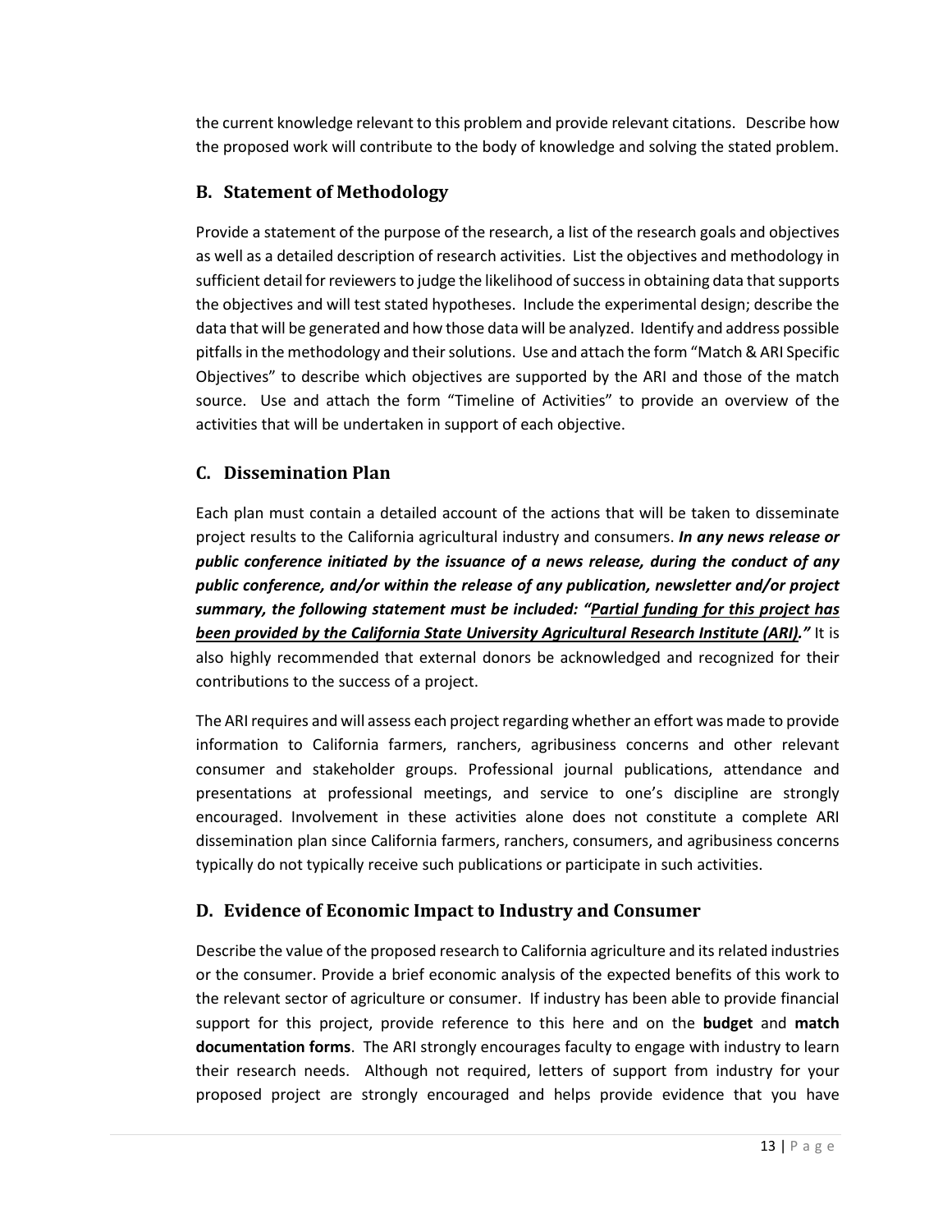the current knowledge relevant to this problem and provide relevant citations. Describe how the proposed work will contribute to the body of knowledge and solving the stated problem.

## B. Statement of Methodology

Provide a statement of the purpose of the research, a list of the research goals and objectives as well as a detailed description of research activities. List the objectives and methodology in sufficient detail for reviewers to judge the likelihood of success in obtaining data that supports the objectives and will test stated hypotheses. Include the experimental design; describe the data that will be generated and how those data will be analyzed. Identify and address possible pitfalls in the methodology and their solutions. Use and attach the form "Match & ARI Specific Objectives" to describe which objectives are supported by the ARI and those of the match source. Use and attach the form "Timeline of Activities" to provide an overview of the activities that will be undertaken in support of each objective.

## C. Dissemination Plan

Each plan must contain a detailed account of the actions that will be taken to disseminate project results to the California agricultural industry and consumers. ***In any news release or public conference initiated by the issuance of a news release, during the conduct of any public conference, and/or within the release of any publication, newsletter and/or project summary, the following statement must be included: "<u>Partial funding for this project has been provided by the California State University Agricultural Research Institute (ARI).</u>"*** It is also highly recommended that external donors be acknowledged and recognized for their contributions to the success of a project.

The ARI requires and will assess each project regarding whether an effort was made to provide information to California farmers, ranchers, agribusiness concerns and other relevant consumer and stakeholder groups. Professional journal publications, attendance and presentations at professional meetings, and service to one's discipline are strongly encouraged. Involvement in these activities alone does not constitute a complete ARI dissemination plan since California farmers, ranchers, consumers, and agribusiness concerns typically do not typically receive such publications or participate in such activities.

## D. Evidence of Economic Impact to Industry and Consumer

Describe the value of the proposed research to California agriculture and its related industries or the consumer. Provide a brief economic analysis of the expected benefits of this work to the relevant sector of agriculture or consumer. If industry has been able to provide financial support for this project, provide reference to this here and on the **budget** and **match documentation forms**. The ARI strongly encourages faculty to engage with industry to learn their research needs. Although not required, letters of support from industry for your proposed project are strongly encouraged and helps provide evidence that you have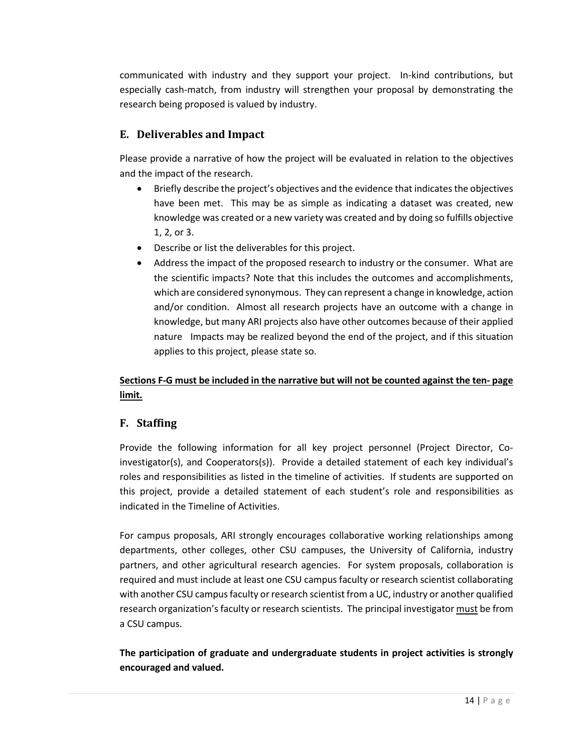communicated with industry and they support your project. In-kind contributions, but especially cash-match, from industry will strengthen your proposal by demonstrating the research being proposed is valued by industry.

## E. Deliverables and Impact

Please provide a narrative of how the project will be evaluated in relation to the objectives and the impact of the research.

- Briefly describe the project's objectives and the evidence that indicates the objectives have been met. This may be as simple as indicating a dataset was created, new knowledge was created or a new variety was created and by doing so fulfills objective 1, 2, or 3.
- Describe or list the deliverables for this project.
- Address the impact of the proposed research to industry or the consumer. What are the scientific impacts? Note that this includes the outcomes and accomplishments, which are considered synonymous. They can represent a change in knowledge, action and/or condition. Almost all research projects have an outcome with a change in knowledge, but many ARI projects also have other outcomes because of their applied nature Impacts may be realized beyond the end of the project, and if this situation applies to this project, please state so.

**Sections F-G must be included in the narrative but will not be counted against the ten- page limit.**

## F. Staffing

Provide the following information for all key project personnel (Project Director, Co-investigator(s), and Cooperators(s)). Provide a detailed statement of each key individual's roles and responsibilities as listed in the timeline of activities. If students are supported on this project, provide a detailed statement of each student's role and responsibilities as indicated in the Timeline of Activities.

For campus proposals, ARI strongly encourages collaborative working relationships among departments, other colleges, other CSU campuses, the University of California, industry partners, and other agricultural research agencies. For system proposals, collaboration is required and must include at least one CSU campus faculty or research scientist collaborating with another CSU campus faculty or research scientist from a UC, industry or another qualified research organization's faculty or research scientists. The principal investigator must be from a CSU campus.

**The participation of graduate and undergraduate students in project activities is strongly encouraged and valued.**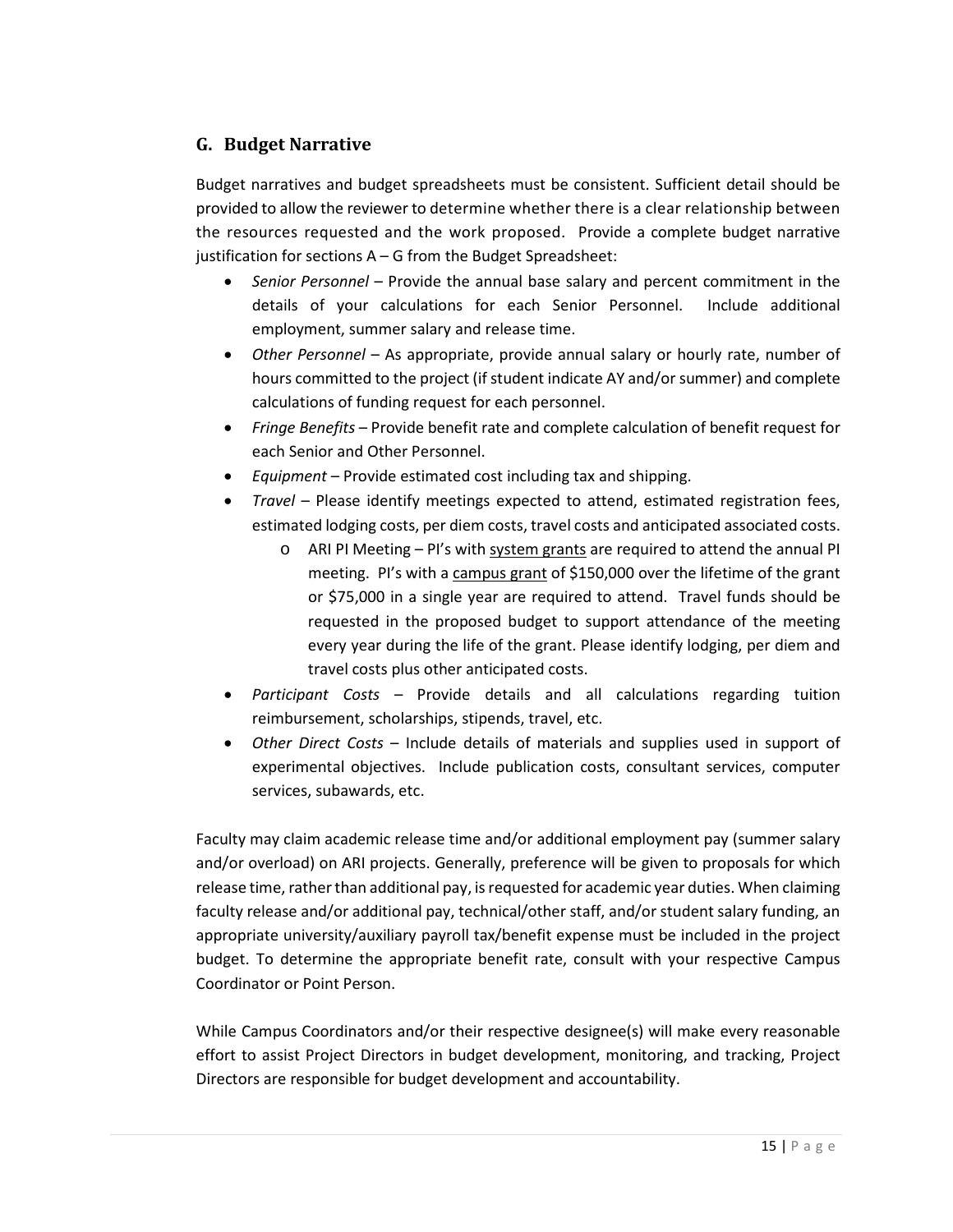## G. Budget Narrative

Budget narratives and budget spreadsheets must be consistent. Sufficient detail should be provided to allow the reviewer to determine whether there is a clear relationship between the resources requested and the work proposed. Provide a complete budget narrative justification for sections A – G from the Budget Spreadsheet:

- *Senior Personnel* – Provide the annual base salary and percent commitment in the details of your calculations for each Senior Personnel. Include additional employment, summer salary and release time.
- *Other Personnel* – As appropriate, provide annual salary or hourly rate, number of hours committed to the project (if student indicate AY and/or summer) and complete calculations of funding request for each personnel.
- *Fringe Benefits* – Provide benefit rate and complete calculation of benefit request for each Senior and Other Personnel.
- *Equipment* – Provide estimated cost including tax and shipping.
- *Travel* – Please identify meetings expected to attend, estimated registration fees, estimated lodging costs, per diem costs, travel costs and anticipated associated costs.
    - ARI PI Meeting – PI's with <u>system grants</u> are required to attend the annual PI meeting. PI's with a <u>campus grant</u> of $150,000 over the lifetime of the grant or $75,000 in a single year are required to attend. Travel funds should be requested in the proposed budget to support attendance of the meeting every year during the life of the grant. Please identify lodging, per diem and travel costs plus other anticipated costs.
- *Participant Costs* – Provide details and all calculations regarding tuition reimbursement, scholarships, stipends, travel, etc.
- *Other Direct Costs* – Include details of materials and supplies used in support of experimental objectives. Include publication costs, consultant services, computer services, subawards, etc.

Faculty may claim academic release time and/or additional employment pay (summer salary and/or overload) on ARI projects. Generally, preference will be given to proposals for which release time, rather than additional pay, is requested for academic year duties. When claiming faculty release and/or additional pay, technical/other staff, and/or student salary funding, an appropriate university/auxiliary payroll tax/benefit expense must be included in the project budget. To determine the appropriate benefit rate, consult with your respective Campus Coordinator or Point Person.

While Campus Coordinators and/or their respective designee(s) will make every reasonable effort to assist Project Directors in budget development, monitoring, and tracking, Project Directors are responsible for budget development and accountability.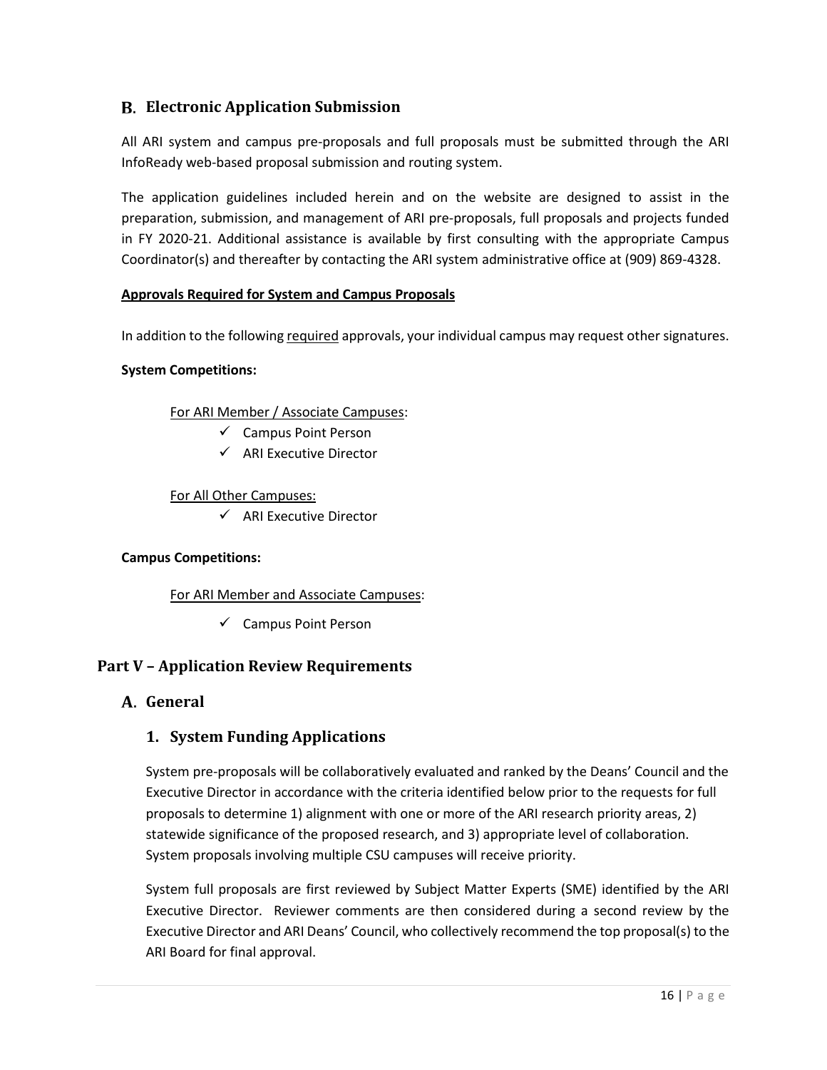## B. Electronic Application Submission

All ARI system and campus pre-proposals and full proposals must be submitted through the ARI InfoReady web-based proposal submission and routing system.

The application guidelines included herein and on the website are designed to assist in the preparation, submission, and management of ARI pre-proposals, full proposals and projects funded in FY 2020-21. Additional assistance is available by first consulting with the appropriate Campus Coordinator(s) and thereafter by contacting the ARI system administrative office at (909) 869-4328.

**Approvals Required for System and Campus Proposals**

In addition to the following required approvals, your individual campus may request other signatures.

**System Competitions:**

For ARI Member / Associate Campuses:

- ✓ Campus Point Person
- ✓ ARI Executive Director

For All Other Campuses:

- ✓ ARI Executive Director

**Campus Competitions:**

For ARI Member and Associate Campuses:

- ✓ Campus Point Person

# Part V – Application Review Requirements

## A. General

### 1. System Funding Applications

System pre-proposals will be collaboratively evaluated and ranked by the Deans' Council and the Executive Director in accordance with the criteria identified below prior to the requests for full proposals to determine 1) alignment with one or more of the ARI research priority areas, 2) statewide significance of the proposed research, and 3) appropriate level of collaboration. System proposals involving multiple CSU campuses will receive priority.

System full proposals are first reviewed by Subject Matter Experts (SME) identified by the ARI Executive Director. Reviewer comments are then considered during a second review by the Executive Director and ARI Deans' Council, who collectively recommend the top proposal(s) to the ARI Board for final approval.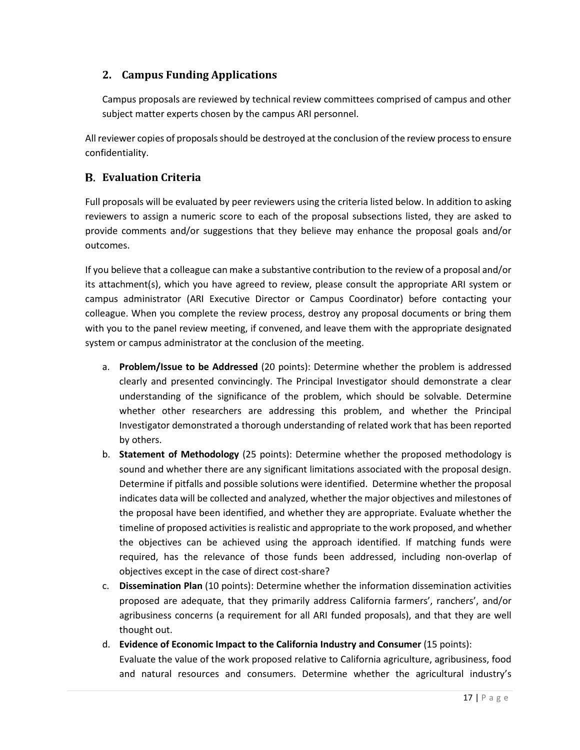### 2. Campus Funding Applications

Campus proposals are reviewed by technical review committees comprised of campus and other subject matter experts chosen by the campus ARI personnel.

All reviewer copies of proposals should be destroyed at the conclusion of the review process to ensure confidentiality.

## B. Evaluation Criteria

Full proposals will be evaluated by peer reviewers using the criteria listed below. In addition to asking reviewers to assign a numeric score to each of the proposal subsections listed, they are asked to provide comments and/or suggestions that they believe may enhance the proposal goals and/or outcomes.

If you believe that a colleague can make a substantive contribution to the review of a proposal and/or its attachment(s), which you have agreed to review, please consult the appropriate ARI system or campus administrator (ARI Executive Director or Campus Coordinator) before contacting your colleague. When you complete the review process, destroy any proposal documents or bring them with you to the panel review meeting, if convened, and leave them with the appropriate designated system or campus administrator at the conclusion of the meeting.

a. **Problem/Issue to be Addressed** (20 points): Determine whether the problem is addressed clearly and presented convincingly. The Principal Investigator should demonstrate a clear understanding of the significance of the problem, which should be solvable. Determine whether other researchers are addressing this problem, and whether the Principal Investigator demonstrated a thorough understanding of related work that has been reported by others.

b. **Statement of Methodology** (25 points): Determine whether the proposed methodology is sound and whether there are any significant limitations associated with the proposal design. Determine if pitfalls and possible solutions were identified. Determine whether the proposal indicates data will be collected and analyzed, whether the major objectives and milestones of the proposal have been identified, and whether they are appropriate. Evaluate whether the timeline of proposed activities is realistic and appropriate to the work proposed, and whether the objectives can be achieved using the approach identified. If matching funds were required, has the relevance of those funds been addressed, including non-overlap of objectives except in the case of direct cost-share?

c. **Dissemination Plan** (10 points): Determine whether the information dissemination activities proposed are adequate, that they primarily address California farmers', ranchers', and/or agribusiness concerns (a requirement for all ARI funded proposals), and that they are well thought out.

d. **Evidence of Economic Impact to the California Industry and Consumer** (15 points): Evaluate the value of the work proposed relative to California agriculture, agribusiness, food and natural resources and consumers. Determine whether the agricultural industry's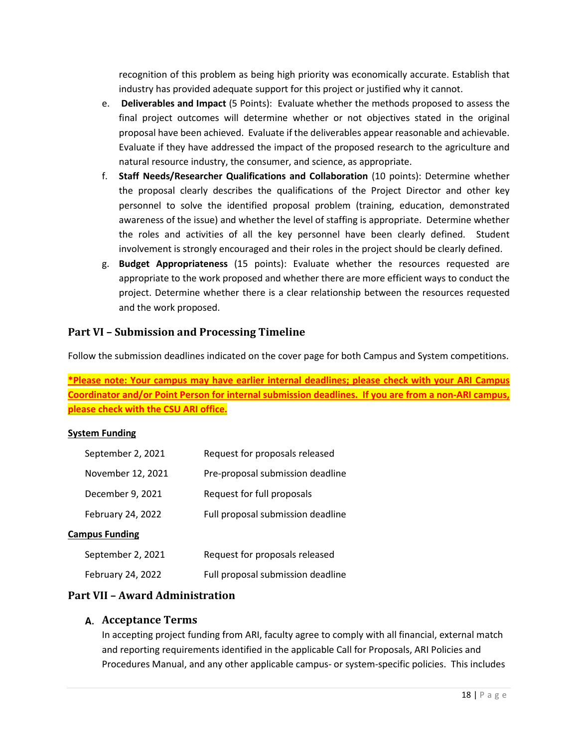recognition of this problem as being high priority was economically accurate. Establish that industry has provided adequate support for this project or justified why it cannot.

e. **Deliverables and Impact** (5 Points): Evaluate whether the methods proposed to assess the final project outcomes will determine whether or not objectives stated in the original proposal have been achieved. Evaluate if the deliverables appear reasonable and achievable. Evaluate if they have addressed the impact of the proposed research to the agriculture and natural resource industry, the consumer, and science, as appropriate.

f. **Staff Needs/Researcher Qualifications and Collaboration** (10 points): Determine whether the proposal clearly describes the qualifications of the Project Director and other key personnel to solve the identified proposal problem (training, education, demonstrated awareness of the issue) and whether the level of staffing is appropriate. Determine whether the roles and activities of all the key personnel have been clearly defined. Student involvement is strongly encouraged and their roles in the project should be clearly defined.

g. **Budget Appropriateness** (15 points): Evaluate whether the resources requested are appropriate to the work proposed and whether there are more efficient ways to conduct the project. Determine whether there is a clear relationship between the resources requested and the work proposed.

## Part VI – Submission and Processing Timeline

Follow the submission deadlines indicated on the cover page for both Campus and System competitions.

**\*Please note: Your campus may have earlier internal deadlines; please check with your ARI Campus Coordinator and/or Point Person for internal submission deadlines. If you are from a non-ARI campus, please check with the CSU ARI office.**

**System Funding**

| | |
|---|---|
| September 2, 2021 | Request for proposals released |
| November 12, 2021 | Pre-proposal submission deadline |
| December 9, 2021 | Request for full proposals |
| February 24, 2022 | Full proposal submission deadline |

**Campus Funding**

| | |
|---|---|
| September 2, 2021 | Request for proposals released |
| February 24, 2022 | Full proposal submission deadline |

## Part VII – Award Administration

### A. Acceptance Terms

In accepting project funding from ARI, faculty agree to comply with all financial, external match and reporting requirements identified in the applicable Call for Proposals, ARI Policies and Procedures Manual, and any other applicable campus- or system-specific policies. This includes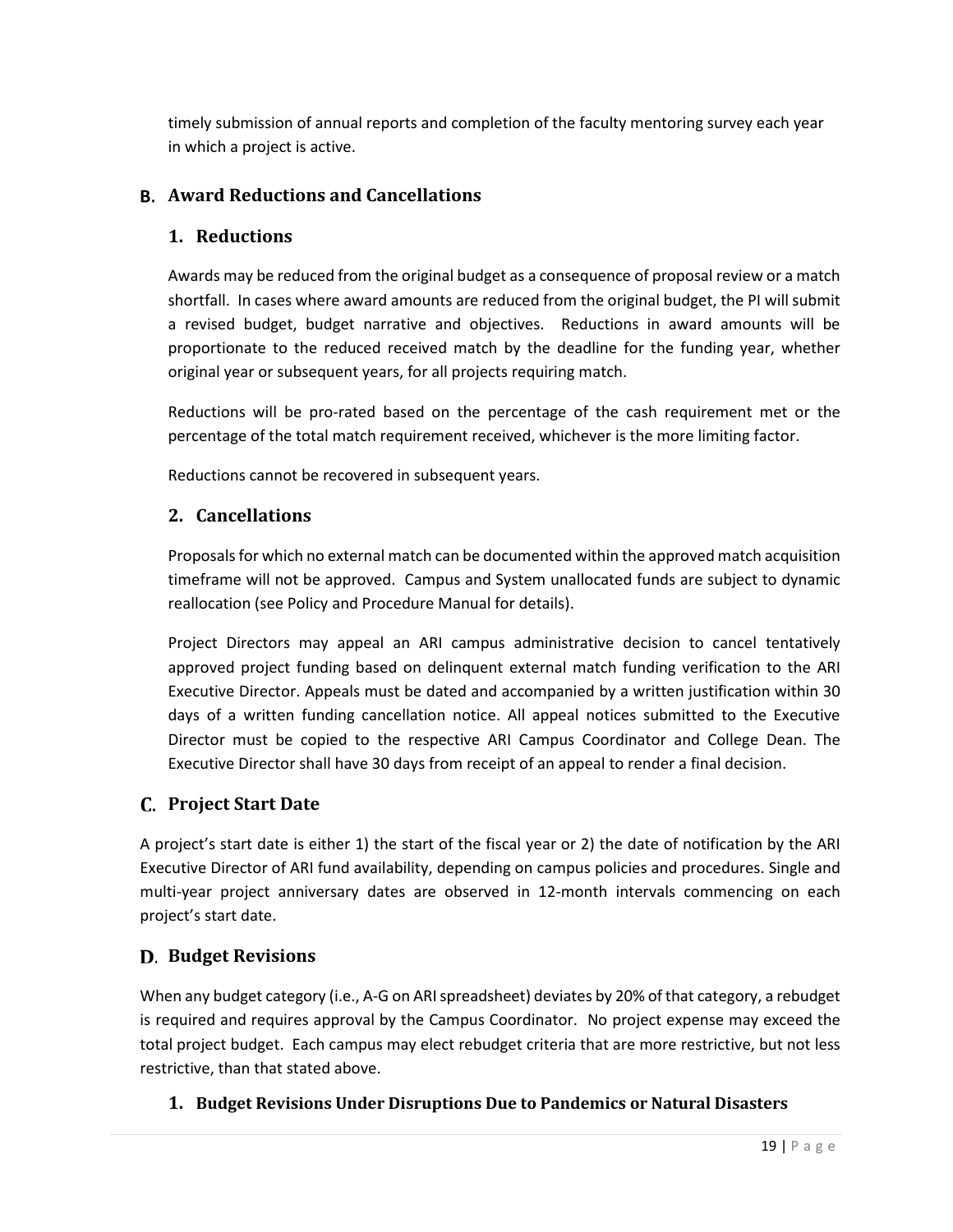timely submission of annual reports and completion of the faculty mentoring survey each year in which a project is active.

## B. Award Reductions and Cancellations

### 1. Reductions

Awards may be reduced from the original budget as a consequence of proposal review or a match shortfall. In cases where award amounts are reduced from the original budget, the PI will submit a revised budget, budget narrative and objectives. Reductions in award amounts will be proportionate to the reduced received match by the deadline for the funding year, whether original year or subsequent years, for all projects requiring match.

Reductions will be pro-rated based on the percentage of the cash requirement met or the percentage of the total match requirement received, whichever is the more limiting factor.

Reductions cannot be recovered in subsequent years.

### 2. Cancellations

Proposals for which no external match can be documented within the approved match acquisition timeframe will not be approved. Campus and System unallocated funds are subject to dynamic reallocation (see Policy and Procedure Manual for details).

Project Directors may appeal an ARI campus administrative decision to cancel tentatively approved project funding based on delinquent external match funding verification to the ARI Executive Director. Appeals must be dated and accompanied by a written justification within 30 days of a written funding cancellation notice. All appeal notices submitted to the Executive Director must be copied to the respective ARI Campus Coordinator and College Dean. The Executive Director shall have 30 days from receipt of an appeal to render a final decision.

## C. Project Start Date

A project's start date is either 1) the start of the fiscal year or 2) the date of notification by the ARI Executive Director of ARI fund availability, depending on campus policies and procedures. Single and multi-year project anniversary dates are observed in 12-month intervals commencing on each project's start date.

## D. Budget Revisions

When any budget category (i.e., A-G on ARI spreadsheet) deviates by 20% of that category, a rebudget is required and requires approval by the Campus Coordinator. No project expense may exceed the total project budget. Each campus may elect rebudget criteria that are more restrictive, but not less restrictive, than that stated above.

### 1. Budget Revisions Under Disruptions Due to Pandemics or Natural Disasters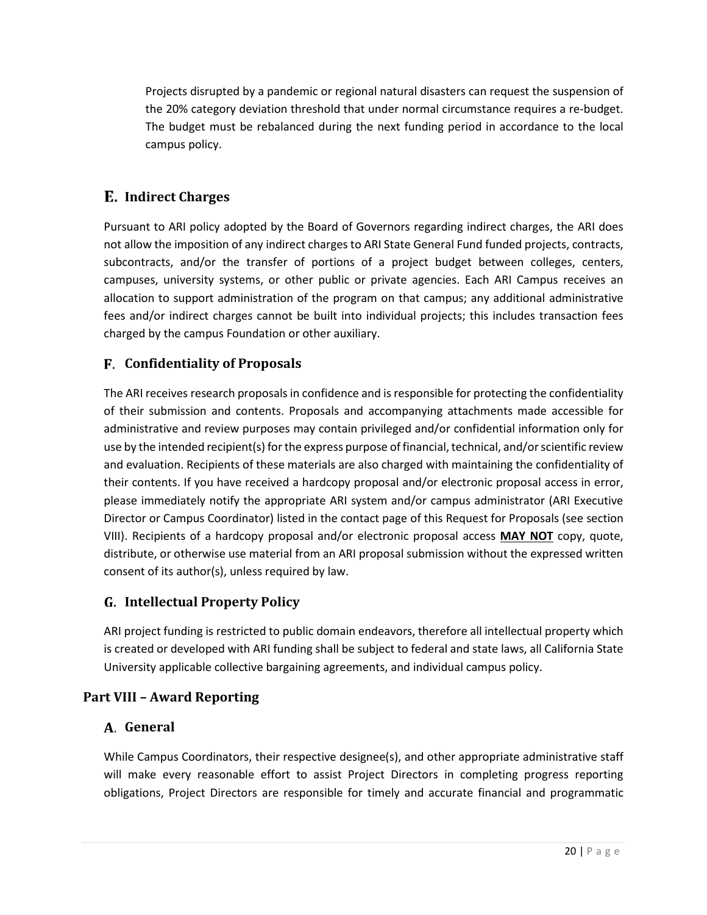Projects disrupted by a pandemic or regional natural disasters can request the suspension of the 20% category deviation threshold that under normal circumstance requires a re-budget. The budget must be rebalanced during the next funding period in accordance to the local campus policy.

### E. Indirect Charges

Pursuant to ARI policy adopted by the Board of Governors regarding indirect charges, the ARI does not allow the imposition of any indirect charges to ARI State General Fund funded projects, contracts, subcontracts, and/or the transfer of portions of a project budget between colleges, centers, campuses, university systems, or other public or private agencies. Each ARI Campus receives an allocation to support administration of the program on that campus; any additional administrative fees and/or indirect charges cannot be built into individual projects; this includes transaction fees charged by the campus Foundation or other auxiliary.

### F. Confidentiality of Proposals

The ARI receives research proposals in confidence and is responsible for protecting the confidentiality of their submission and contents. Proposals and accompanying attachments made accessible for administrative and review purposes may contain privileged and/or confidential information only for use by the intended recipient(s) for the express purpose of financial, technical, and/or scientific review and evaluation. Recipients of these materials are also charged with maintaining the confidentiality of their contents. If you have received a hardcopy proposal and/or electronic proposal access in error, please immediately notify the appropriate ARI system and/or campus administrator (ARI Executive Director or Campus Coordinator) listed in the contact page of this Request for Proposals (see section VIII). Recipients of a hardcopy proposal and/or electronic proposal access **MAY NOT** copy, quote, distribute, or otherwise use material from an ARI proposal submission without the expressed written consent of its author(s), unless required by law.

### G. Intellectual Property Policy

ARI project funding is restricted to public domain endeavors, therefore all intellectual property which is created or developed with ARI funding shall be subject to federal and state laws, all California State University applicable collective bargaining agreements, and individual campus policy.

## Part VIII – Award Reporting

### A. General

While Campus Coordinators, their respective designee(s), and other appropriate administrative staff will make every reasonable effort to assist Project Directors in completing progress reporting obligations, Project Directors are responsible for timely and accurate financial and programmatic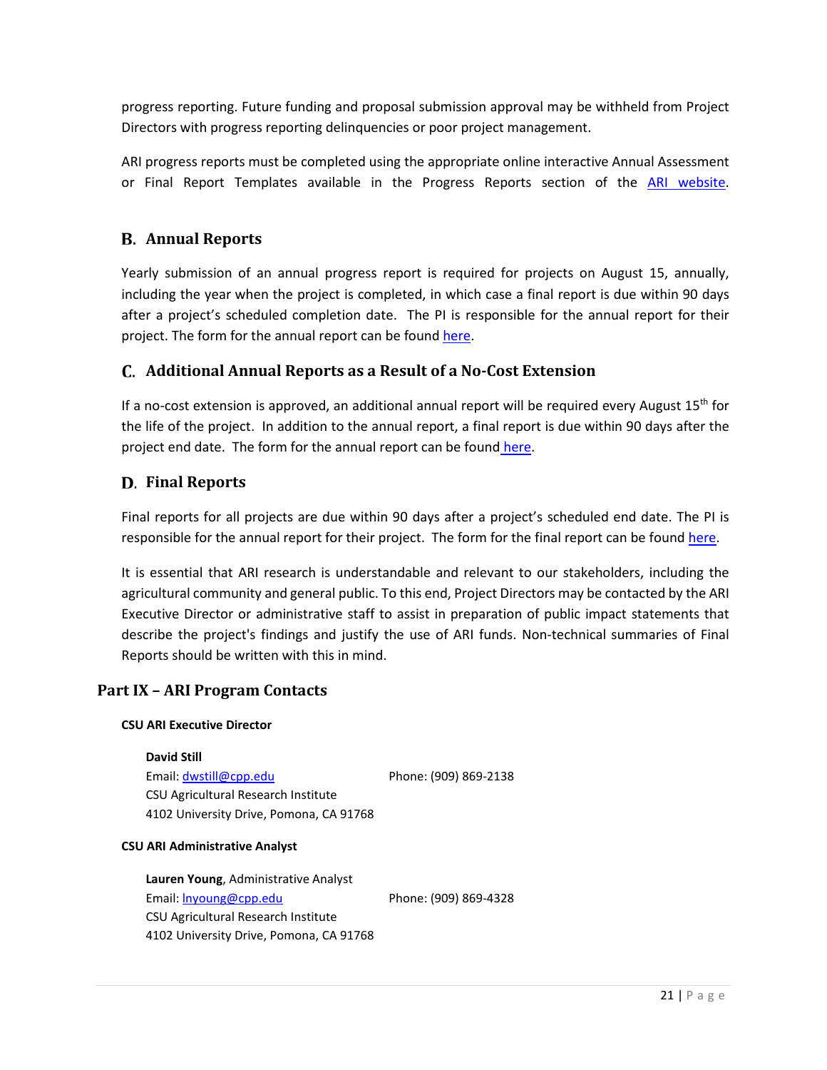progress reporting. Future funding and proposal submission approval may be withheld from Project Directors with progress reporting delinquencies or poor project management.

ARI progress reports must be completed using the appropriate online interactive Annual Assessment or Final Report Templates available in the Progress Reports section of the ARI website.

### B. Annual Reports

Yearly submission of an annual progress report is required for projects on August 15, annually, including the year when the project is completed, in which case a final report is due within 90 days after a project's scheduled completion date. The PI is responsible for the annual report for their project. The form for the annual report can be found here.

### C. Additional Annual Reports as a Result of a No-Cost Extension

If a no-cost extension is approved, an additional annual report will be required every August 15th for the life of the project. In addition to the annual report, a final report is due within 90 days after the project end date. The form for the annual report can be found here.

### D. Final Reports

Final reports for all projects are due within 90 days after a project's scheduled end date. The PI is responsible for the annual report for their project. The form for the final report can be found here.

It is essential that ARI research is understandable and relevant to our stakeholders, including the agricultural community and general public. To this end, Project Directors may be contacted by the ARI Executive Director or administrative staff to assist in preparation of public impact statements that describe the project's findings and justify the use of ARI funds. Non-technical summaries of Final Reports should be written with this in mind.

## Part IX – ARI Program Contacts

**CSU ARI Executive Director**

**David Still**
Email: dwstill@cpp.edu    Phone: (909) 869-2138
CSU Agricultural Research Institute
4102 University Drive, Pomona, CA 91768

**CSU ARI Administrative Analyst**

**Lauren Young**, Administrative Analyst
Email: lnyoung@cpp.edu    Phone: (909) 869-4328
CSU Agricultural Research Institute
4102 University Drive, Pomona, CA 91768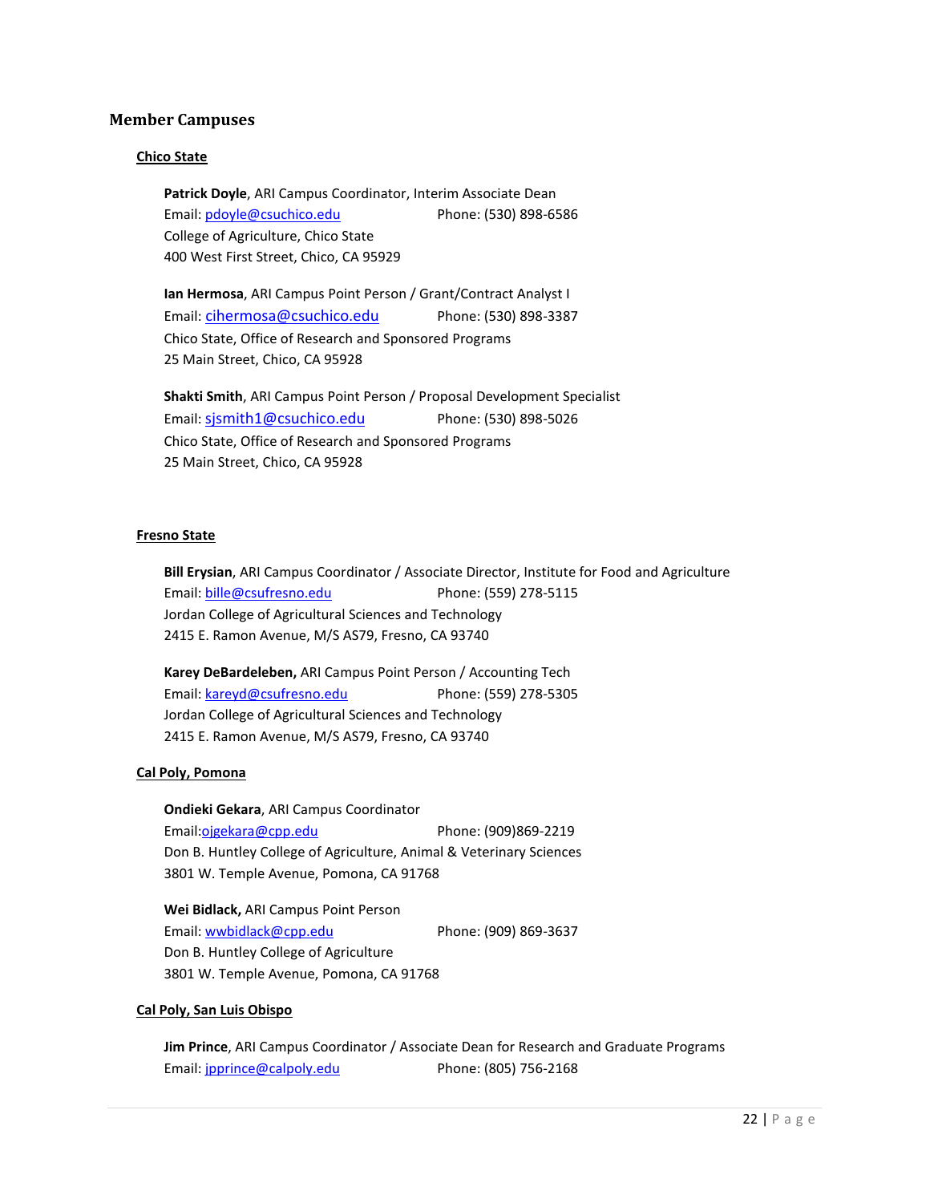## Member Campuses

### Chico State

**Patrick Doyle**, ARI Campus Coordinator, Interim Associate Dean
Email: pdoyle@csuchico.edu Phone: (530) 898-6586
College of Agriculture, Chico State
400 West First Street, Chico, CA 95929

**Ian Hermosa**, ARI Campus Point Person / Grant/Contract Analyst I
Email: cihermosa@csuchico.edu Phone: (530) 898-3387
Chico State, Office of Research and Sponsored Programs
25 Main Street, Chico, CA 95928

**Shakti Smith**, ARI Campus Point Person / Proposal Development Specialist
Email: sjsmith1@csuchico.edu Phone: (530) 898-5026
Chico State, Office of Research and Sponsored Programs
25 Main Street, Chico, CA 95928

### Fresno State

**Bill Erysian**, ARI Campus Coordinator / Associate Director, Institute for Food and Agriculture
Email: bille@csufresno.edu Phone: (559) 278-5115
Jordan College of Agricultural Sciences and Technology
2415 E. Ramon Avenue, M/S AS79, Fresno, CA 93740

**Karey DeBardeleben,** ARI Campus Point Person / Accounting Tech
Email: kareyd@csufresno.edu Phone: (559) 278-5305
Jordan College of Agricultural Sciences and Technology
2415 E. Ramon Avenue, M/S AS79, Fresno, CA 93740

### Cal Poly, Pomona

**Ondieki Gekara**, ARI Campus Coordinator
Email:ojgekara@cpp.edu Phone: (909)869-2219
Don B. Huntley College of Agriculture, Animal & Veterinary Sciences
3801 W. Temple Avenue, Pomona, CA 91768

**Wei Bidlack,** ARI Campus Point Person
Email: wwbidlack@cpp.edu Phone: (909) 869-3637
Don B. Huntley College of Agriculture
3801 W. Temple Avenue, Pomona, CA 91768

### Cal Poly, San Luis Obispo

**Jim Prince**, ARI Campus Coordinator / Associate Dean for Research and Graduate Programs
Email: jpprince@calpoly.edu Phone: (805) 756-2168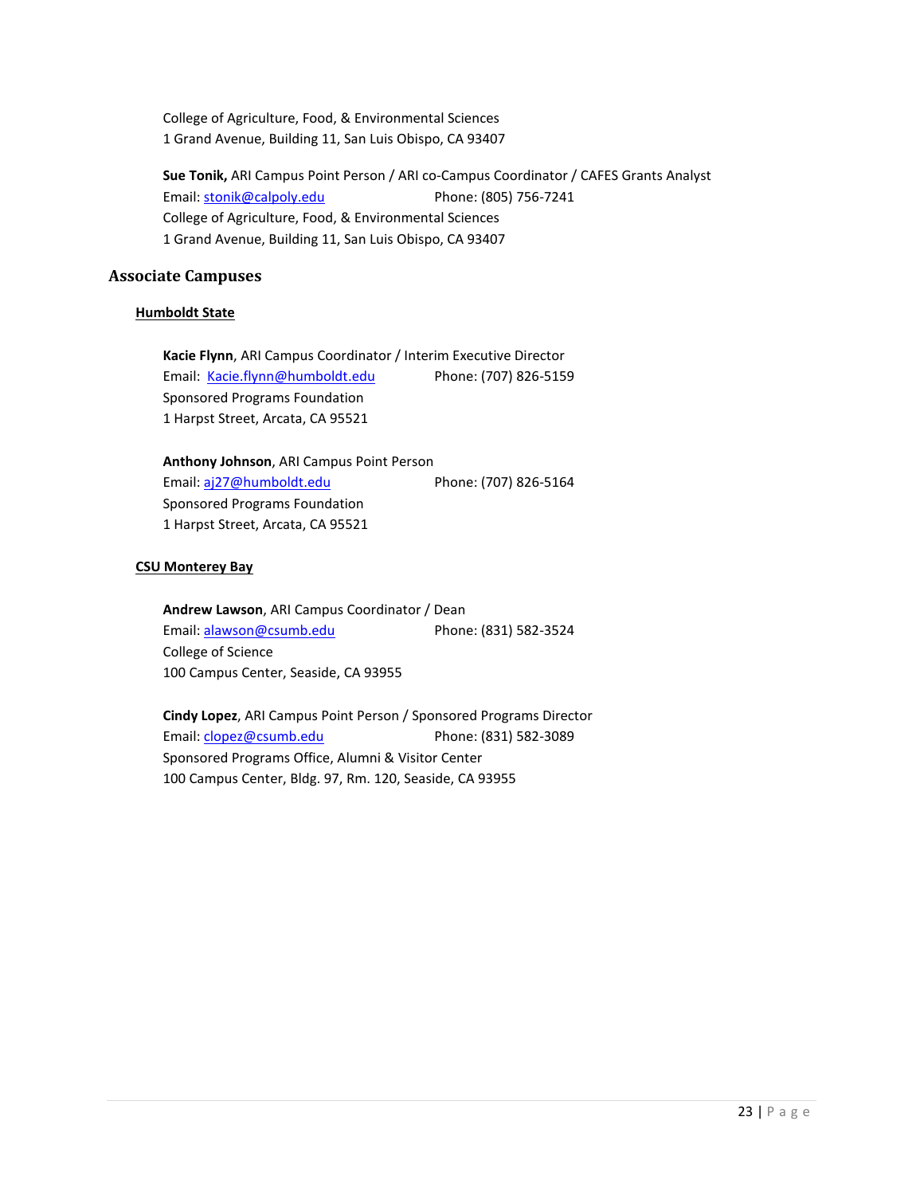College of Agriculture, Food, & Environmental Sciences
1 Grand Avenue, Building 11, San Luis Obispo, CA 93407

**Sue Tonik,** ARI Campus Point Person / ARI co-Campus Coordinator / CAFES Grants Analyst
Email: stonik@calpoly.edu Phone: (805) 756-7241
College of Agriculture, Food, & Environmental Sciences
1 Grand Avenue, Building 11, San Luis Obispo, CA 93407

## Associate Campuses

### Humboldt State

**Kacie Flynn**, ARI Campus Coordinator / Interim Executive Director
Email: Kacie.flynn@humboldt.edu Phone: (707) 826-5159
Sponsored Programs Foundation
1 Harpst Street, Arcata, CA 95521

**Anthony Johnson**, ARI Campus Point Person
Email: aj27@humboldt.edu Phone: (707) 826-5164
Sponsored Programs Foundation
1 Harpst Street, Arcata, CA 95521

### CSU Monterey Bay

**Andrew Lawson**, ARI Campus Coordinator / Dean
Email: alawson@csumb.edu Phone: (831) 582-3524
College of Science
100 Campus Center, Seaside, CA 93955

**Cindy Lopez**, ARI Campus Point Person / Sponsored Programs Director
Email: clopez@csumb.edu Phone: (831) 582-3089
Sponsored Programs Office, Alumni & Visitor Center
100 Campus Center, Bldg. 97, Rm. 120, Seaside, CA 93955